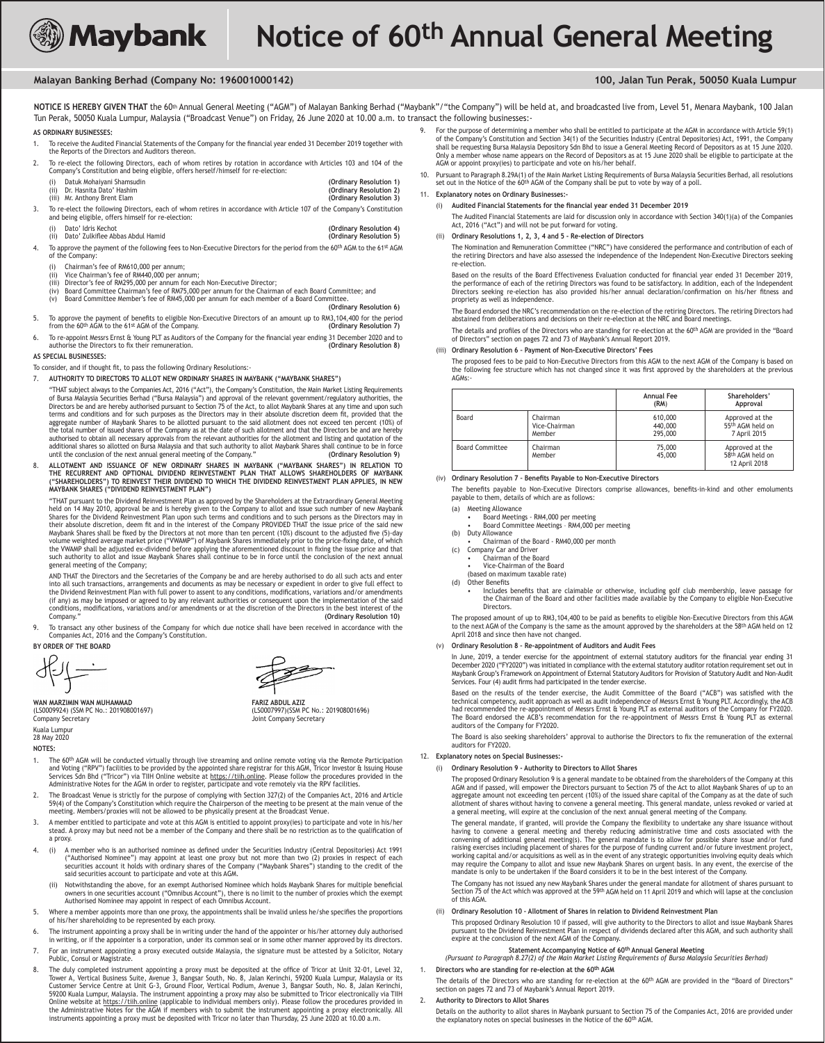# Maybank Notice of 60th Annual General Meeting

**Malayan Banking Berhad (Company No: 196001000142)** **100, Jalan Tun Perak, 50050 Kuala Lumpur**

**NOTICE IS HEREBY GIVEN THAT** the 60th Annual General Meeting ("AGM") of Malayan Banking Berhad ("Maybank"/"the Company") will be held at, and broadcasted live from, Level 51, Menara Maybank, 100 Jalan Tun Perak, 50050 Kuala Lumpur, Malaysia ("Broadcast Venue") on Friday, 26 June 2020 at 10.00 a.m. to transact the following businesses:-

**AS ORDINARY BUSINESSES:**

1. To receive the Audited Financial Statements of the Company for the financial year ended 31 December 2019 together with the Reports of the Directors and Auditors thereon.
2. To re-elect the following Directors, each of whom retires by rotation in accordance with Articles 103 and 104 of the Company's Constitution and being eligible, offers herself/himself for re-election:
   (i) Datuk Mohaiyani Shamsudin **(Ordinary Resolution 1)**
   (ii) Dr. Hasnita Dato' Hashim **(Ordinary Resolution 2)**
   (iii) Mr. Anthony Brent Elam **(Ordinary Resolution 3)**
3. To re-elect the following Directors, each of whom retires in accordance with Article 107 of the Company's Constitution and being eligible, offers himself for re-election:
   (i) Dato' Idris Kechot **(Ordinary Resolution 4)**
   (ii) Dato' Zulkiflee Abbas Abdul Hamid **(Ordinary Resolution 5)**
4. To approve the payment of the following fees to Non-Executive Directors for the period from the 60th AGM to the 61st AGM of the Company:
   (i) Chairman's fee of RM610,000 per annum;
   (ii) Vice Chairman's fee of RM440,000 per annum;
   (iii) Director's fee of RM295,000 per annum for each Non-Executive Director;
   (iv) Board Committee Chairman's fee of RM75,000 per annum for the Chairman of each Board Committee; and
   (v) Board Committee Member's fee of RM45,000 per annum for each member of a Board Committee.
   **(Ordinary Resolution 6)**
5. To approve the payment of benefits to eligible Non-Executive Directors of an amount up to RM3,104,400 for the period from the 60th AGM to the 61st AGM of the Company. **(Ordinary Resolution 7)**
6. To re-appoint Messrs Ernst & Young PLT as Auditors of the Company for the financial year ending 31 December 2020 and to authorise the Directors to fix their remuneration. **(Ordinary Resolution 8)**

**AS SPECIAL BUSINESSES:**

To consider, and if thought fit, to pass the following Ordinary Resolutions:-

7. **AUTHORITY TO DIRECTORS TO ALLOT NEW ORDINARY SHARES IN MAYBANK ("MAYBANK SHARES")**

   "THAT subject always to the Companies Act, 2016 ("Act"), the Company's Constitution, the Main Market Listing Requirements of Bursa Malaysia Securities Berhad ("Bursa Malaysia") and approval of the relevant government/regulatory authorities, the Directors be and are hereby authorised pursuant to Section 75 of the Act, to allot Maybank Shares at any time and upon such terms and conditions and for such purposes as the Directors may in their absolute discretion deem fit, provided that the aggregate number of Maybank Shares to be allotted pursuant to the said allotment does not exceed ten percent (10%) of the total number of issued shares of the Company as at the date of such allotment and that the Directors be and are hereby authorised to obtain all necessary approvals from the relevant authorities for the allotment and listing and quotation of the additional shares so allotted on Bursa Malaysia and that such authority to allot Maybank Shares shall continue to be in force until the conclusion of the next annual general meeting of the Company." **(Ordinary Resolution 9)**

8. **ALLOTMENT AND ISSUANCE OF NEW ORDINARY SHARES IN MAYBANK ("MAYBANK SHARES") IN RELATION TO THE RECURRENT AND OPTIONAL DIVIDEND REINVESTMENT PLAN THAT ALLOWS SHAREHOLDERS OF MAYBANK ("SHAREHOLDERS") TO REINVEST THEIR DIVIDEND TO WHICH THE DIVIDEND REINVESTMENT PLAN APPLIES, IN NEW MAYBANK SHARES ("DIVIDEND REINVESTMENT PLAN")**

   "THAT pursuant to the Dividend Reinvestment Plan as approved by the Shareholders at the Extraordinary General Meeting held on 14 May 2010, approval be and is hereby given to the Company to allot and issue such number of new Maybank Shares for the Dividend Reinvestment Plan upon such terms and conditions and to such persons as the Directors may in their absolute discretion, deem fit and in the interest of the Company PROVIDED THAT the issue price of the said new Maybank Shares shall be fixed by the Directors at not more than ten percent (10%) discount to the adjusted five (5)-day volume weighted average market price ("VWAMP") of Maybank Shares immediately prior to the price-fixing date, of which the VWAMP shall be adjusted ex-dividend before applying the aforementioned discount in fixing the issue price and that such authority to allot and issue Maybank Shares shall continue to be in force until the conclusion of the next annual general meeting of the Company;

   AND THAT the Directors and the Secretaries of the Company be and are hereby authorised to do all such acts and enter into all such transactions, arrangements and documents as may be necessary or expedient in order to give full effect to the Dividend Reinvestment Plan with full power to assent to any conditions, modifications, variations and/or amendments (if any) as may be imposed or agreed to by any relevant authorities or consequent upon the implementation of the said conditions, modifications, variations and/or amendments or at the discretion of the Directors in the best interest of the Company." **(Ordinary Resolution 10)**

9. To transact any other business of the Company for which due notice shall have been received in accordance with the Companies Act, 2016 and the Company's Constitution.

**BY ORDER OF THE BOARD**

**WAN MARZIMIN WAN MUHAMMAD**
(LS0009924) (SSM PC No.: 201908001697)
Company Secretary

**FARIZ ABDUL AZIZ**
(LS0007997)(SSM PC No.: 201908001696)
Joint Company Secretary

Kuala Lumpur
28 May 2020

**NOTES:**

1. The 60th AGM will be conducted virtually through live streaming and online remote voting via the Remote Participation and Voting ("RPV") facilities to be provided by the appointed share registrar for this AGM, Tricor Investor & Issuing House Services Sdn Bhd ("Tricor") via TIIH Online website at https://tiih.online. Please follow the procedures provided in the Administrative Notes for the AGM in order to register, participate and vote remotely via the RPV facilities.
2. The Broadcast Venue is strictly for the purpose of complying with Section 327(2) of the Companies Act, 2016 and Article 59(4) of the Company's Constitution which require the Chairperson of the meeting to be present at the main venue of the meeting. Members/proxies will not be allowed to be physically present at the Broadcast Venue.
3. A member entitled to participate and vote at this AGM is entitled to appoint proxy(ies) to participate and vote in his/her stead. A proxy may but need not be a member of the Company and there shall be no restriction as to the qualification of a proxy.
4. (i) A member who is an authorised nominee as defined under the Securities Industry (Central Depositories) Act 1991 ("Authorised Nominee") may appoint at least one proxy but not more than two (2) proxies in respect of each securities account it holds with ordinary shares of the Company ("Maybank Shares") standing to the credit of the said securities account to participate and vote at this AGM.
   (ii) Notwithstanding the above, for an exempt Authorised Nominee which holds Maybank Shares for multiple beneficial owners in one securities account ("Omnibus Account"), there is no limit to the number of proxies which the exempt Authorised Nominee may appoint in respect of each Omnibus Account.
5. Where a member appoints more than one proxy, the appointments shall be invalid unless he/she specifies the proportions of his/her shareholding to be represented by each proxy.
6. The instrument appointing a proxy shall be in writing under the hand of the appointer or his/her attorney duly authorised in writing, or if the appointer is a corporation, under its common seal or in some other manner approved by its directors.
7. For an instrument appointing a proxy executed outside Malaysia, the signature must be attested by a Solicitor, Notary Public, Consul or Magistrate.
8. The duly completed instrument appointing a proxy must be deposited at the office of Tricor at Unit 32-01, Level 32, Tower A, Vertical Business Suite, Avenue 3, Bangsar South, No. 8, Jalan Kerinchi, 59200 Kuala Lumpur, Malaysia or its Customer Service Centre at Unit G-3, Ground Floor, Vertical Podium, Avenue 3, Bangsar South, No. 8, Jalan Kerinchi, 59200 Kuala Lumpur, Malaysia. The instrument appointing a proxy may also be submitted to Tricor electronically via TIIH Online website at https://tiih.online (applicable to individual members only). Please follow the procedures provided in the Administrative Notes for the AGM if members wish to submit the instrument appointing a proxy electronically. All instruments appointing a proxy must be deposited with Tricor no later than Thursday, 25 June 2020 at 10.00 a.m.
9. For the purpose of determining a member who shall be entitled to participate at the AGM in accordance with Article 59(1) of the Company's Constitution and Section 34(1) of the Securities Industry (Central Depositories) Act, 1991, the Company shall be requesting Bursa Malaysia Depository Sdn Bhd to issue a General Meeting Record of Depositors as at 15 June 2020. Only a member whose name appears on the Record of Depositors as at 15 June 2020 shall be eligible to participate at the AGM or appoint proxy(ies) to participate and vote on his/her behalf.
10. Pursuant to Paragraph 8.29A(1) of the Main Market Listing Requirements of Bursa Malaysia Securities Berhad, all resolutions set out in the Notice of the 60th AGM of the Company shall be put to vote by way of a poll.
11. **Explanatory notes on Ordinary Businesses:-**

    (i) **Audited Financial Statements for the financial year ended 31 December 2019**

    The Audited Financial Statements are laid for discussion only in accordance with Section 340(1)(a) of the Companies Act, 2016 ("Act") and will not be put forward for voting.

    (ii) **Ordinary Resolutions 1, 2, 3, 4 and 5 - Re-election of Directors**

    The Nomination and Remuneration Committee ("NRC") have considered the performance and contribution of each of the retiring Directors and have also assessed the independence of the Independent Non-Executive Directors seeking re-election.

    Based on the results of the Board Effectiveness Evaluation conducted for financial year ended 31 December 2019, the performance of each of the retiring Directors was found to be satisfactory. In addition, each of the Independent Directors seeking re-election has also provided his/her annual declaration/confirmation on his/her fitness and propriety as well as independence.

    The Board endorsed the NRC's recommendation on the re-election of the retiring Directors. The retiring Directors had abstained from deliberations and decisions on their re-election at the NRC and Board meetings.

    The details and profiles of the Directors who are standing for re-election at the 60th AGM are provided in the "Board of Directors" section on pages 72 and 73 of Maybank's Annual Report 2019.

    (iii) **Ordinary Resolution 6 – Payment of Non-Executive Directors' Fees**

    The proposed fees to be paid to Non-Executive Directors from this AGM to the next AGM of the Company is based on the following fee structure which has not changed since it was first approved by the shareholders at the previous AGMs:-

    | | | Annual Fee (RM) | Shareholders' Approval |
    |---|---|---|---|
    | Board | Chairman<br>Vice-Chairman<br>Member | 610,000<br>440,000<br>295,000 | Approved at the 55th AGM held on 7 April 2015 |
    | Board Committee | Chairman<br>Member | 75,000<br>45,000 | Approved at the 58th AGM held on 12 April 2018 |

    (iv) **Ordinary Resolution 7 – Benefits Payable to Non-Executive Directors**

    The benefits payable to Non-Executive Directors comprise allowances, benefits-in-kind and other emoluments payable to them, details of which are as follows:

    (a) Meeting Allowance
    - Board Meetings - RM4,000 per meeting
    - Board Committee Meetings – RM4,000 per meeting

    (b) Duty Allowance
    - Chairman of the Board - RM40,000 per month

    (c) Company Car and Driver
    - Chairman of the Board
    - Vice-Chairman of the Board

    (based on maximum taxable rate)

    (d) Other Benefits
    - Includes benefits that are claimable or otherwise, including golf club membership, leave passage for the Chairman of the Board and other facilities made available by the Company to eligible Non-Executive Directors.

    The proposed amount of up to RM3,104,400 to be paid as benefits to eligible Non-Executive Directors from this AGM to the next AGM of the Company is the same as the amount approved by the shareholders at the 58th AGM held on 12 April 2018 and since then have not changed.

    (v) **Ordinary Resolution 8 – Re-appointment of Auditors and Audit Fees**

    In June, 2019, a tender exercise for the appointment of external statutory auditors for the financial year ending 31 December 2020 ("FY2020") was initiated in compliance with the external statutory auditor rotation requirement set out in Maybank Group's Framework on Appointment of External Statutory Auditors for Provision of Statutory Audit and Non-Audit Services. Four (4) audit firms had participated in the tender exercise.

    Based on the results of the tender exercise, the Audit Committee of the Board ("ACB") was satisfied with the technical competency, audit approach as well as audit independence of Messrs Ernst & Young PLT. Accordingly, the ACB had recommended the re-appointment of Messrs Ernst & Young PLT as external auditors of the Company for FY2020. The Board endorsed the ACB's recommendation for the re-appointment of Messrs Ernst & Young PLT as external auditors of the Company for FY2020.

    The Board is also seeking shareholders' approval to authorise the Directors to fix the remuneration of the external auditors for FY2020.

12. **Explanatory notes on Special Businesses:-**

    (i) **Ordinary Resolution 9 - Authority to Directors to Allot Shares**

    The proposed Ordinary Resolution 9 is a general mandate to be obtained from the shareholders of the Company at this AGM and if passed, will empower the Directors pursuant to Section 75 of the Act to allot Maybank Shares of up to an aggregate amount not exceeding ten percent (10%) of the issued share capital of the Company as at the date of such allotment of shares without having to convene a general meeting. This general mandate, unless revoked or varied at a general meeting, will expire at the conclusion of the next annual general meeting of the Company.

    The general mandate, if granted, will provide the Company the flexibility to undertake any share issuance without having to convene a general meeting and thereby reducing administrative time and costs associated with the convening of additional general meeting(s). The general mandate is to allow for possible share issue and/or fund raising exercises including placement of shares for the purpose of funding current and/or future investment project, working capital and/or acquisitions as well as in the event of any strategic opportunities involving equity deals which may require the Company to allot and issue new Maybank Shares on urgent basis. In any event, the exercise of the mandate is only to be undertaken if the Board considers it to be in the best interest of the Company.

    The Company has not issued any new Maybank Shares under the general mandate for allotment of shares pursuant to Section 75 of the Act which was approved at the 59th AGM held on 11 April 2019 and which will lapse at the conclusion of this AGM.

    (ii) **Ordinary Resolution 10 - Allotment of Shares in relation to Dividend Reinvestment Plan**

    This proposed Ordinary Resolution 10 if passed, will give authority to the Directors to allot and issue Maybank Shares pursuant to the Dividend Reinvestment Plan in respect of dividends declared after this AGM, and such authority shall expire at the conclusion of the next AGM of the Company.

**Statement Accompanying Notice of 60th Annual General Meeting**
*(Pursuant to Paragraph 8.27(2) of the Main Market Listing Requirements of Bursa Malaysia Securities Berhad)*

1. **Directors who are standing for re-election at the 60th AGM**

   The details of the Directors who are standing for re-election at the 60th AGM are provided in the "Board of Directors" section on pages 72 and 73 of Maybank's Annual Report 2019.

2. **Authority to Directors to Allot Shares**

   Details on the authority to allot shares in Maybank pursuant to Section 75 of the Companies Act, 2016 are provided under the explanatory notes on special businesses in the Notice of the 60th AGM.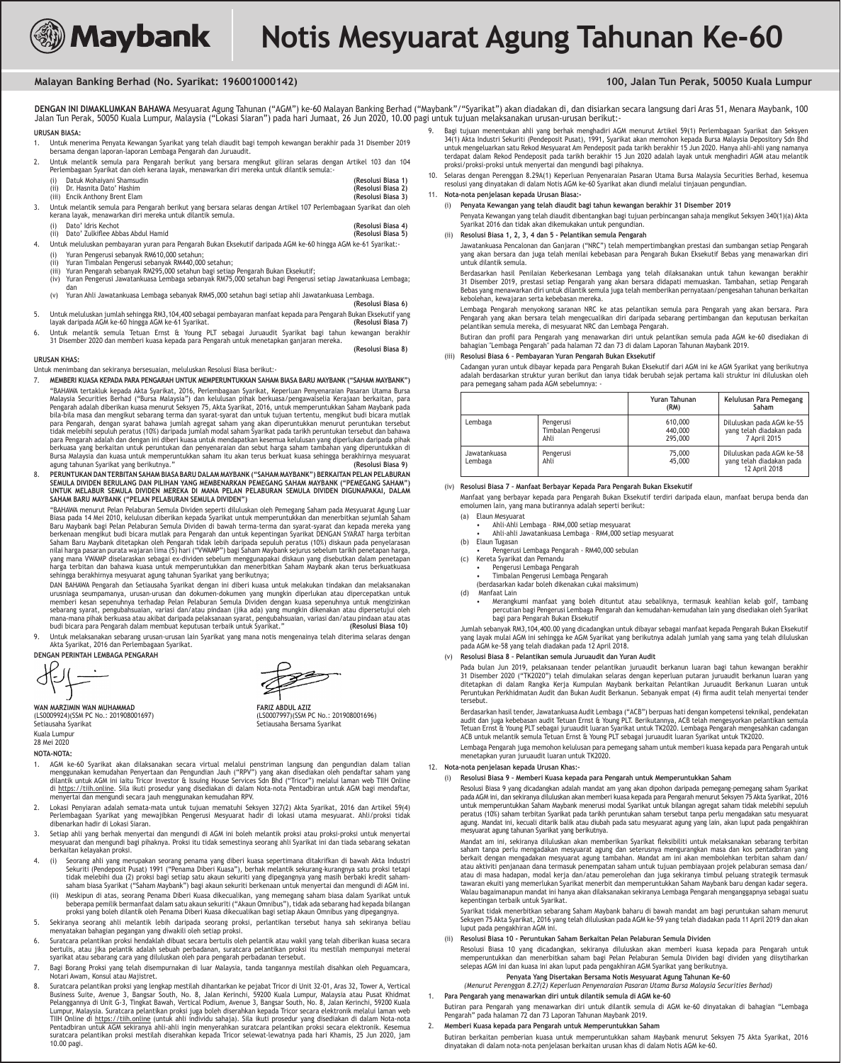# Maybank | Notis Mesyuarat Agung Tahunan Ke-60

**Malayan Banking Berhad (No. Syarikat: 196001000142)** — **100, Jalan Tun Perak, 50050 Kuala Lumpur**

**DENGAN INI DIMAKLUMKAN BAHAWA** Mesyuarat Agung Tahunan ("AGM") ke-60 Malayan Banking Berhad ("Maybank"/"Syarikat") akan diadakan di, dan disiarkan secara langsung dari Aras 51, Menara Maybank, 100 Jalan Tun Perak, 50050 Kuala Lumpur, Malaysia ("Lokasi Siaran") pada hari Jumaat, 26 Jun 2020, 10.00 pagi untuk tujuan melaksanakan urusan-urusan berikut:-

**URUSAN BIASA:**

1. Untuk menerima Penyata Kewangan Syarikat yang telah diaudit bagi tempoh kewangan berakhir pada 31 Disember 2019 bersama dengan laporan-laporan Lembaga Pengarah dan Juruaudit.
2. Untuk melantik semula para Pengarah berikut yang bersara mengikut giliran selaras dengan Artikel 103 dan 104 Perlembagaan Syarikat dan oleh kerana layak, menawarkan diri mereka untuk dilantik semula:-
   (i) Datuk Mohaiyani Shamsudin **(Resolusi Biasa 1)**
   (ii) Dr. Hasnita Dato' Hashim **(Resolusi Biasa 2)**
   (iii) Encik Anthony Brent Elam **(Resolusi Biasa 3)**
3. Untuk melantik semula para Pengarah berikut yang bersara selaras dengan Artikel 107 Perlembagaan Syarikat dan oleh kerana layak, menawarkan diri mereka untuk dilantik semula.
   (i) Dato' Idris Kechot **(Resolusi Biasa 4)**
   (ii) Dato' Zulkiflee Abbas Abdul Hamid **(Resolusi Biasa 5)**
4. Untuk meluluskan pembayaran yuran para Pengarah Bukan Eksekutif daripada AGM ke-60 hingga AGM ke-61 Syarikat:-
   (i) Yuran Pengerusi sebanyak RM610,000 setahun;
   (ii) Yuran Timbalan Pengerusi sebanyak RM440,000 setahun;
   (iii) Yuran Pengarah sebanyak RM295,000 setahun bagi setiap Pengarah Bukan Eksekutif;
   (iv) Yuran Pengerusi Jawatankuasa Lembaga sebanyak RM75,000 setahun bagi Pengerusi setiap Jawatankuasa Lembaga; dan
   (v) Yuran Ahli Jawatankuasa Lembaga sebanyak RM45,000 setahun bagi setiap ahli Jawatankuasa Lembaga.
   **(Resolusi Biasa 6)**
5. Untuk meluluskan jumlah sehingga RM3,104,400 sebagai pembayaran manfaat kepada para Pengarah Bukan Eksekutif yang layak daripada AGM ke-60 hingga AGM ke-61 Syarikat. **(Resolusi Biasa 7)**
6. Untuk melantik semula Tetuan Ernst & Young PLT sebagai Juruaudit Syarikat bagi tahun kewangan berakhir 31 Disember 2020 dan memberi kuasa kepada para Pengarah untuk menetapkan ganjaran mereka. **(Resolusi Biasa 8)**

**URUSAN KHAS:**

Untuk menimbang dan sekiranya bersesuaian, meluluskan Resolusi Biasa berikut:-

7. **MEMBERI KUASA KEPADA PARA PENGARAH UNTUK MEMPERUNTUKKAN SAHAM BIASA BARU MAYBANK ("SAHAM MAYBANK")**

   "BAHAWA tertakluk kepada Akta Syarikat, 2016, Perlembagaan Syarikat, Keperluan Penyenaraian Pasaran Utama Bursa Malaysia Securities Berhad ("Bursa Malaysia") dan kelulusan pihak berkuasa/pengawalselia Kerajaan berkaitan, para Pengarah adalah diberikan kuasa menurut Seksyen 75, Akta Syarikat, 2016, untuk memperuntukkan Saham Maybank pada bila-bila masa dan mengikut sebarang terma dan syarat-syarat dan untuk tujuan tertentu, mengikut budi bicara mutlak para Pengarah, dengan syarat bahawa jumlah agregat saham yang akan diperuntukkan menurut peruntukan tersebut tidak melebihi sepuluh peratus (10%) daripada jumlah modal saham Syarikat pada tarikh peruntukan tersebut dan bahawa para Pengarah adalah dan dengan ini diberi kuasa untuk mendapatkan kesemua kelulusan yang diperlukan daripada pihak berkuasa yang berkaitan untuk peruntukan dan penyenaraian dan sebut harga saham tambahan yang diperuntukkan di Bursa Malaysia dan kuasa untuk memperuntukkan saham itu akan terus berkuat kuasa sehingga berakhirnya mesyuarat agung tahunan Syarikat yang berikutnya." **(Resolusi Biasa 9)**

8. **PERUNTUKAN DAN TERBITAN SAHAM BIASA BARU DALAM MAYBANK ("SAHAM MAYBANK") BERKAITAN PELAN PELABURAN SEMULA DIVIDEN BERULANG DAN PILIHAN YANG MEMBENARKAN PEMEGANG SAHAM MAYBANK ("PEMEGANG SAHAM") UNTUK MELABUR SEMULA DIVIDEN MEREKA DI MANA PELAN PELABURAN SEMULA DIVIDEN DIGUNAPAKAI, DALAM SAHAM BARU MAYBANK ("PELAN PELABURAN SEMULA DIVIDEN")**

   "BAHAWA menurut Pelan Pelaburan Semula Dividen seperti diluluskan oleh Pemegang Saham pada Mesyuarat Agung Luar Biasa pada 14 Mei 2010, kelulusan diberikan kepada Syarikat untuk memperuntukkan dan menerbitkan sejumlah Saham Baru Maybank bagi Pelan Pelaburan Semula Dividen di bawah terma-terma dan syarat-syarat dan kepada mereka yang berkenaan mengikut budi bicara mutlak para Pengarah dan untuk kepentingan Syarikat DENGAN SYARAT harga terbitan Saham Baru Maybank ditetapkan oleh Pengarah pada tidak lebih daripada sepuluh peratus (10%) diskaun pada penyelarasan nilai harga pasaran purata wajaran lima (5) hari ("VWAMP") bagi Saham Maybank sejurus sebelum tarikh penetapan harga, yang mana VWAMP diselaraskan sebagai ex-dividen sebelum menggunapakai diskaun yang disebutkan dalam penetapan harga terbitan dan bahawa kuasa untuk memperuntukkan dan menerbitkan Saham Maybank akan terus berkuatkuasa sehingga berakhirnya mesyuarat agung tahunan Syarikat yang berikutnya;

   DAN BAHAWA Pengarah dan Setiausaha Syarikat dengan ini diberi kuasa untuk melakukan tindakan dan melaksanakan urusniaga seumpamanya, urusan-urusan dan dokumen-dokumen yang mungkin diperlukan atau dipercepatkan untuk memberi kesan sepenuhnya terhadap Pelan Pelaburan Semula Dividen dengan kuasa sepenuhnya untuk mengizinkan sebarang syarat, pengubahsuaian, variasi dan/atau pindaan (jika ada) yang mungkin dikenakan atau dipersetujui oleh mana-mana pihak berkuasa atau akibat daripada pelaksanaan syarat, pengubahsuaian, variasi dan/atau pindaan atau atas budi bicara para Pengarah dalam membuat keputusan terbaik untuk Syarikat." **(Resolusi Biasa 10)**

9. Untuk melaksanakan sebarang urusan-urusan lain Syarikat yang mana notis mengenainya telah diterima selaras dengan Akta Syarikat, 2016 dan Perlembagaan Syarikat.

**DENGAN PERINTAH LEMBAGA PENGARAH**

**WAN MARZIMIN WAN MUHAMMAD**
(LS0009924)(SSM PC No.: 201908001697)
Setiausaha Syarikat

**FARIZ ABDUL AZIZ**
(LS0007997)(SSM PC No.: 201908001696)
Setiausaha Bersama Syarikat

Kuala Lumpur
28 Mei 2020

**NOTA-NOTA:**

1. AGM ke-60 Syarikat akan dilaksanakan secara virtual melalui penstriman langsung dan pengundian dalam talian menggunakan kemudahan Penyertaan dan Pengundian Jauh ("RPV") yang akan disediakan oleh pendaftar saham yang dilantik untuk AGM ini iaitu Tricor Investor & Issuing House Services Sdn Bhd ("Tricor") melalui laman web TIIH Online di https://tiih.online. Sila ikuti prosedur yang disediakan di dalam Nota-nota Pentadbiran untuk AGM bagi mendaftar, menyertai dan mengundi secara jauh menggunakan kemudahan RPV.
2. Lokasi Penyiaran adalah semata-mata untuk tujuan mematuhi Seksyen 327(2) Akta Syarikat, 2016 dan Artikel 59(4) Perlembagaan Syarikat yang mewajibkan Pengerusi Mesyuarat hadir di lokasi utama mesyuarat. Ahli/proksi tidak dibenarkan hadir di Lokasi Siaran.
3. Setiap ahli yang berhak menyertai dan mengundi di AGM ini boleh melantik proksi atau proksi-proksi untuk menyertai mesyuarat dan mengundi bagi pihaknya. Proksi itu tidak semestinya seorang ahli Syarikat ini dan tiada sebarang sekatan berkaitan kelayakan proksi.
4. (i) Seorang ahli yang merupakan seorang penama yang diberi kuasa sepertimana ditakrifkan di bawah Akta Industri Sekuriti (Pendeposit Pusat) 1991 ("Penama Diberi Kuasa"), berhak melantik sekurang-kurangnya satu proksi tetapi tidak melebihi dua (2) proksi bagi setiap satu akaun sekuriti yang dipegangnya yang masih berbaki kredit saham-saham biasa Syarikat ("Saham Maybank") bagi akaun sekuriti berkenaan untuk menyertai dan mengundi di AGM ini.
   (ii) Meskipun di atas, seorang Penama Diberi Kuasa dikecualikan, yang memegang saham biasa dalam Syarikat untuk beberapa pemilik bermanfaat dalam satu akaun sekuriti ("Akaun Omnibus"), tidak ada sebarang had kepada bilangan proksi yang boleh dilantik oleh Penama Diberi Kuasa dikecualikan bagi setiap Akaun Omnibus yang dipegangnya.
5. Sekiranya seorang ahli melantik lebih daripada seorang proksi, perlantikan tersebut hanya sah sekiranya beliau menyatakan bahagian pegangan yang diwakili oleh setiap proksi.
6. Suratcara pelantikan proksi hendaklah dibuat secara bertulis oleh pelantik atau wakil yang telah diberikan kuasa secara bertulis, atau jika pelantik adalah sebuah perbadanan, suratcara pelantikan proksi itu mestilah mempunyai meterai syarikat atau sebarang cara yang diluluskan oleh para pengarah perbadanan tersebut.
7. Bagi Borang Proksi yang telah disempurnakan di luar Malaysia, tanda tangannya mestilah disahkan oleh Peguamcara, Notari Awam, Konsul atau Majistret.
8. Suratcara pelantikan proksi yang lengkap mestilah dihantarkan ke pejabat Tricor di Unit 32-01, Aras 32, Tower A, Vertical Business Suite, Avenue 3, Bangsar South, No. 8, Jalan Kerinchi, 59200 Kuala Lumpur, Malaysia atau Pusat Khidmat Pelanggannya di Unit G-3, Tingkat Bawah, Vertical Podium, Avenue 3, Bangsar South, No. 8, Jalan Kerinchi, 59200 Kuala Lumpur, Malaysia. Suratcara pelantikan proksi juga boleh diserahkan kepada Tricor secara elektronik melalui laman web TIIH Online di https://tiih.online (untuk ahli individu sahaja). Sila ikuti prosedur yang disediakan di dalam Nota-nota Pentadbiran untuk AGM sekiranya ahli-ahli ingin menyerahkan suratcara pelantikan proksi secara elektronik. Kesemua suratcara pelantikan proksi mestilah diserahkan kepada Tricor selewat-lewatnya pada hari Khamis, 25 Jun 2020, jam 10.00 pagi.
9. Bagi tujuan menentukan ahli yang berhak menghadiri AGM menurut Artikel 59(1) Perlembagaan Syarikat dan Seksyen 34(1) Akta Industri Sekuriti (Pendeposit Pusat), 1991, Syarikat akan memohon kepada Bursa Malaysia Depository Sdn Bhd untuk mengeluarkan satu Rekod Mesyuarat Am Pendeposit pada tarikh berakhir 15 Jun 2020. Hanya ahli-ahli yang namanya terdapat dalam Rekod Pendeposit pada tarikh berakhir 15 Jun 2020 adalah layak untuk menghadiri AGM atau melantik proksi/proksi-proksi untuk menyertai dan mengundi bagi pihaknya.
10. Selaras dengan Perenggan 8.29A(1) Keperluan Penyenaraian Pasaran Utama Bursa Malaysia Securities Berhad, kesemua resolusi yang dinyatakan di dalam Notis AGM ke-60 Syarikat akan diundi melalui tinjauan pengundian.
11. **Nota-nota penjelasan kepada Urusan Biasa:-**

   (i) **Penyata Kewangan yang telah diaudit bagi tahun kewangan berakhir 31 Disember 2019**

   Penyata Kewangan yang telah diaudit dibentangkan bagi tujuan perbincangan sahaja mengikut Seksyen 340(1)(a) Akta Syarikat 2016 dan tidak akan dikemukakan untuk pengundian.

   (ii) **Resolusi Biasa 1, 2, 3, 4 dan 5 - Pelantikan semula Pengarah**

   Jawatankuasa Pencalonan dan Ganjaran ("NRC") telah mempertimbangkan prestasi dan sumbangan setiap Pengarah yang akan bersara dan juga telah menilai kebebasan para Pengarah Bukan Eksekutif Bebas yang menawarkan diri untuk dilantik semula.

   Berdasarkan hasil Penilaian Keberkesanan Lembaga yang telah dilaksanakan untuk tahun kewangan berakhir 31 Disember 2019, prestasi setiap Pengarah yang akan bersara didapati memuaskan. Tambahan, setiap Pengarah Bebas yang menawarkan diri untuk dilantik semula juga telah memberikan pernyataan/pengesahan tahunan berkaitan kebolehan, kewajaran serta kebebasan mereka.

   Lembaga Pengarah menyokong saranan NRC ke atas pelantikan semula para Pengarah yang akan bersara. Para Pengarah yang akan bersara telah mengecualikan diri daripada sebarang pertimbangan dan keputusan berkaitan pelantikan semula mereka, di mesyuarat NRC dan Lembaga Pengarah.

   Butiran dan profil para Pengarah yang menawarkan diri untuk pelantikan semula pada AGM ke-60 disediakan di bahagian "Lembaga Pengarah" pada halaman 72 dan 73 di dalam Laporan Tahunan Maybank 2019.

   (iii) **Resolusi Biasa 6 - Pembayaran Yuran Pengarah Bukan Eksekutif**

   Cadangan yuran untuk dibayar kepada para Pengarah Bukan Eksekutif dari AGM ini ke AGM Syarikat yang berikutnya adalah berdasarkan struktur yuran berikut dan ianya tidak berubah sejak pertama kali struktur ini diluluskan oleh para pemegang saham pada AGM sebelumnya: -

| | | Yuran Tahunan (RM) | Kelulusan Para Pemegang Saham |
|---|---|---|---|
| Lembaga | Pengerusi<br>Timbalan Pengerusi<br>Ahli | 610,000<br>440,000<br>295,000 | Diluluskan pada AGM ke-55 yang telah diadakan pada 7 April 2015 |
| Jawatankuasa Lembaga | Pengerusi<br>Ahli | 75,000<br>45,000 | Diluluskan pada AGM ke-58 yang telah diadakan pada 12 April 2018 |

   (iv) **Resolusi Biasa 7 – Manfaat Berbayar Kepada Para Pengarah Bukan Eksekutif**

   Manfaat yang berbayar kepada para Pengarah Bukan Eksekutif terdiri daripada elaun, manfaat berupa benda dan emolumen lain, yang mana butirannya adalah seperti berikut:

   (a) Elaun Mesyuarat
   - Ahli-Ahli Lembaga – RM4,000 setiap mesyuarat
   - Ahli-ahli Jawatankuasa Lembaga – RM4,000 setiap mesyuarat

   (b) Elaun Tugasan
   - Pengerusi Lembaga Pengarah - RM40,000 sebulan

   (c) Kereta Syarikat dan Pemandu
   - Pengerusi Lembaga Pengarah
   - Timbalan Pengerusi Lembaga Pengarah

   (berdasarkan kadar boleh dikenakan cukai maksimum)

   (d) Manfaat Lain
   - Merangkumi manfaat yang boleh dituntut atau sebaliknya, termasuk keahlian kelab golf, tambang percutian bagi Pengerusi Lembaga Pengarah dan kemudahan-kemudahan lain yang disediakan oleh Syarikat bagi para Pengarah Bukan Eksekutif

   Jumlah sebanyak RM3,104,400.00 yang dicadangkan untuk dibayar sebagai manfaat kepada Pengarah Bukan Eksekutif yang layak mulai AGM ini sehingga ke AGM Syarikat yang berikutnya adalah jumlah yang sama yang telah diluluskan pada AGM ke-58 yang telah diadakan pada 12 April 2018.

   (v) **Resolusi Biasa 8 – Pelantikan semula Juruaudit dan Yuran Audit**

   Pada bulan Jun 2019, pelaksanaan tender pelantikan juruaudit berkanun luaran bagi tahun kewangan berakhir 31 Disember 2020 ("TK2020") telah dimulakan selaras dengan keperluan putaran juruaudit berkanun luaran yang ditetapkan di dalam Rangka Kerja Kumpulan Maybank berkaitan Pelantikan Juruaudit Berkanun Luaran untuk Peruntukan Perkhidmatan Audit dan Bukan Audit Berkanun. Sebanyak empat (4) firma audit telah menyertai tender tersebut.

   Berdasarkan hasil tender, Jawatankuasa Audit Lembaga ("ACB") berpuas hati dengan kompetensi teknikal, pendekatan audit dan juga kebebasan audit Tetuan Ernst & Young PLT. Berikutannya, ACB telah mengesyorkan pelantikan semula Tetuan Ernst & Young PLT sebagai juruaudit luaran Syarikat untuk TK2020. Lembaga Pengarah mengesahkan cadangan ACB untuk melantik semula Tetuan Ernst & Young PLT sebagai juruaudit luaran Syarikat untuk TK2020.

   Lembaga Pengarah juga memohon kelulusan para pemegang saham untuk memberi kuasa kepada para Pengarah untuk menetapkan yuran juruaudit luaran untuk TK2020.

12. **Nota-nota penjelasan kepada Urusan Khas:-**

   (i) **Resolusi Biasa 9 - Memberi Kuasa kepada para Pengarah untuk Memperuntukkan Saham**

   Resolusi Biasa 9 yang dicadangkan adalah mandat am yang akan dipohon daripada pemegang-pemegang saham Syarikat pada AGM ini, dan sekiranya diluluskan akan memberi kuasa kepada para Pengarah menurut Seksyen 75 Akta Syarikat, 2016 untuk memperuntukkan Saham Maybank menerusi modal Syarikat untuk bilangan agregat saham tidak melebihi sepuluh peratus (10%) saham terbitan Syarikat pada tarikh peruntukan saham tersebut tanpa perlu mengadakan satu mesyuarat agung. Mandat ini, kecuali ditarik balik atau diubah pada satu mesyuarat agung yang lain, akan luput pada pengakhiran mesyuarat agung tahunan Syarikat yang berikutnya.

   Mandat am ini, sekiranya diluluskan akan memberikan Syarikat fleksibiliti untuk melaksanakan sebarang terbitan saham tanpa perlu mengadakan mesyuarat agung dan seterusnya mengurangkan masa dan kos pentadbiran yang berkait dengan mengadakan mesyuarat agung tambahan. Mandat am ini akan membolehkan terbitan saham dan/atau aktiviti penjanaan dana termasuk penempatan saham untuk tujuan pembiayaan projek pelaburan semasa dan/atau di masa hadapan, modal kerja dan/atau pemerolehan dan juga sekiranya timbul peluang strategik termasuk tawaran ekuiti yang memerlukan Syarikat menerbit dan memperuntukkan Saham Maybank baru dengan kadar segera. Walau bagaimanapun mandat ini hanya akan dilaksanakan sekiranya Lembaga Pengarah menganggapnya sebagai suatu kepentingan terbaik untuk Syarikat.

   Syarikat tidak menerbitkan sebarang Saham Maybank baharu di bawah mandat am bagi peruntukan saham menurut Seksyen 75 Akta Syarikat, 2016 yang telah diluluskan pada AGM ke-59 yang telah diadakan pada 11 April 2019 dan akan luput pada pengakhiran AGM ini.

   (ii) **Resolusi Biasa 10 - Peruntukan Saham Berkaitan Pelan Pelaburan Semula Dividen**

   Resolusi Biasa 10 yang dicadangkan, sekiranya diluluskan akan memberi kuasa kepada para Pengarah untuk memperuntukkan dan menerbitkan saham bagi Pelan Pelaburan Semula Dividen bagi dividen yang diisytiharkan selepas AGM ini dan kuasa ini akan luput pada pengakhiran AGM Syarikat yang berikutnya.

**Penyata Yang Disertakan Bersama Notis Mesyuarat Agung Tahunan Ke-60**

*(Menurut Perenggan 8.27(2) Keperluan Penyenaraian Pasaran Utama Bursa Malaysia Securities Berhad)*

1. **Para Pengarah yang menawarkan diri untuk dilantik semula di AGM ke-60**

   Butiran para Pengarah yang menawarkan diri untuk dilantik semula di AGM ke-60 dinyatakan di bahagian "Lembaga Pengarah" pada halaman 72 dan 73 Laporan Tahunan Maybank 2019.

2. **Memberi Kuasa kepada para Pengarah untuk Memperuntukkan Saham**

   Butiran berkaitan pemberian kuasa untuk memperuntukkan saham Maybank menurut Seksyen 75 Akta Syarikat, 2016 dinyatakan di dalam nota-nota penjelasan berkaitan urusan khas di dalam Notis AGM ke-60.